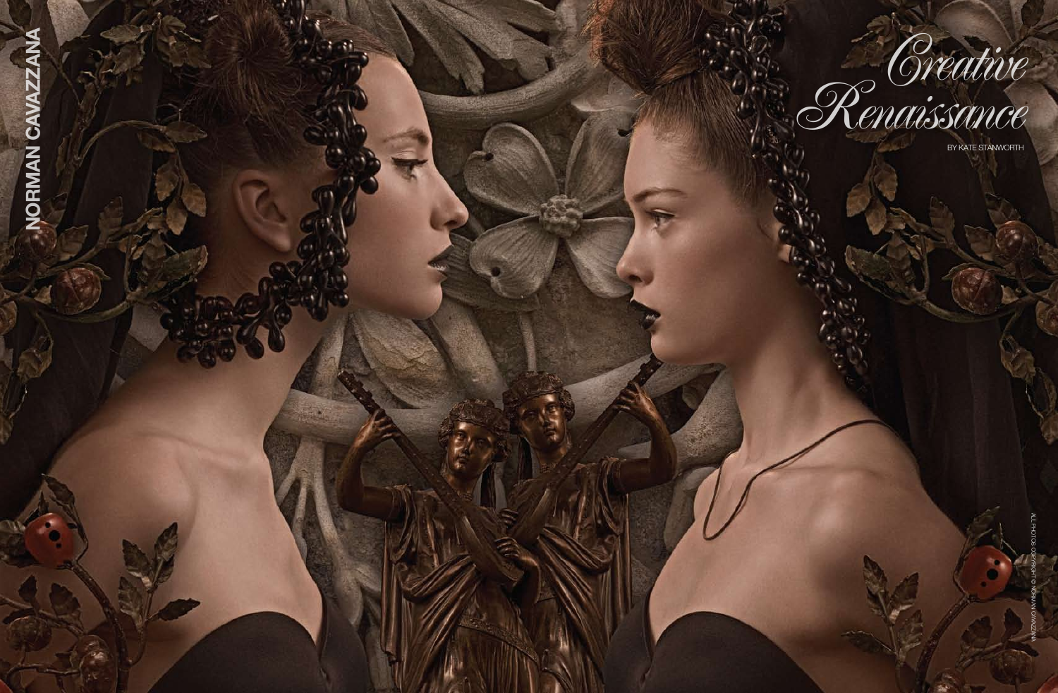NORMAN CAVAZZANA

# Creative Renaissance

BY KATE STANWORTH

ALL PHOTOS COPYRIGHT © NORMAN CAVAZZANA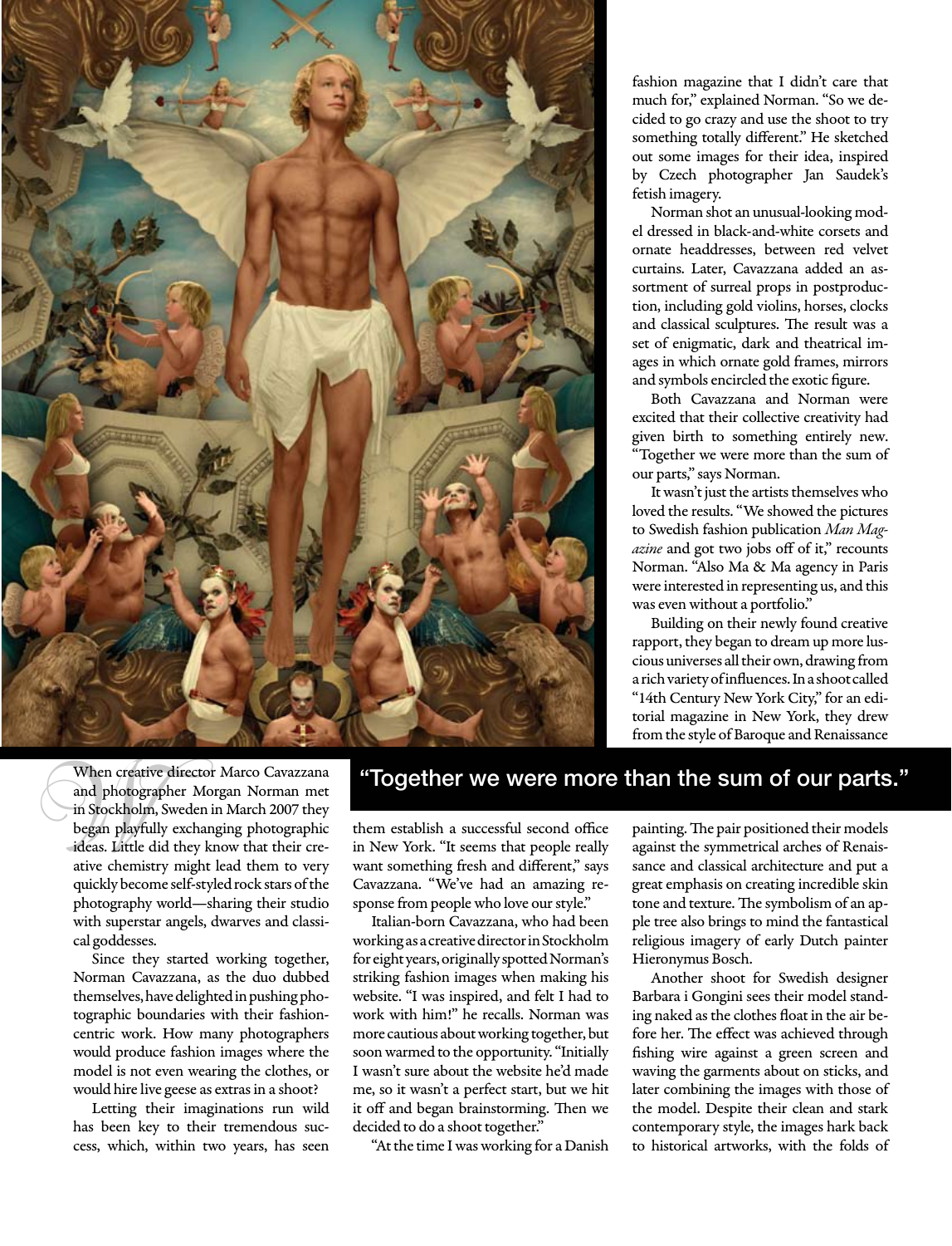**"Together we were more than the sum of our parts."**

When creative director Marco Cavazzana and photographer Morgan Norman met in Stockholm, Sweden in March 2007 they began playfully exchanging photographic ideas. Little did they know that their creative chemistry might lead them to very quickly become self-styled rock stars of the photography world—sharing their studio with superstar angels, dwarves and classical goddesses.

Since they started working together, Norman Cavazzana, as the duo dubbed themselves, have delighted in pushing photographic boundaries with their fashion-centric work. How many photographers would produce fashion images where the model is not even wearing the clothes, or would hire live geese as extras in a shoot?

Letting their imaginations run wild has been key to their tremendous success, which, within two years, has seen them establish a successful second office in New York. "It seems that people really want something fresh and different," says Cavazzana. "We've had an amazing response from people who love our style."

Italian-born Cavazzana, who had been working as a creative director in Stockholm for eight years, originally spotted Norman's striking fashion images when making his website. "I was inspired, and felt I had to work with him!" he recalls. Norman was more cautious about working together, but soon warmed to the opportunity. "Initially I wasn't sure about the website he'd made me, so it wasn't a perfect start, but we hit it off and began brainstorming. Then we decided to do a shoot together."

"At the time I was working for a Danish fashion magazine that I didn't care that much for," explained Norman. "So we decided to go crazy and use the shoot to try something totally different." He sketched out some images for their idea, inspired by Czech photographer Jan Saudek's fetish imagery.

Norman shot an unusual-looking model dressed in black-and-white corsets and ornate headdresses, between red velvet curtains. Later, Cavazzana added an assortment of surreal props in postproduction, including gold violins, horses, clocks and classical sculptures. The result was a set of enigmatic, dark and theatrical images in which ornate gold frames, mirrors and symbols encircled the exotic figure.

Both Cavazzana and Norman were excited that their collective creativity had given birth to something entirely new. "Together we were more than the sum of our parts," says Norman.

It wasn't just the artists themselves who loved the results. "We showed the pictures to Swedish fashion publication *Man Magazine* and got two jobs off of it," recounts Norman. "Also Ma & Ma agency in Paris were interested in representing us, and this was even without a portfolio."

Building on their newly found creative rapport, they began to dream up more luscious universes all their own, drawing from a rich variety of influences. In a shoot called "14th Century New York City," for an editorial magazine in New York, they drew from the style of Baroque and Renaissance painting. The pair positioned their models against the symmetrical arches of Renaissance and classical architecture and put a great emphasis on creating incredible skin tone and texture. The symbolism of an apple tree also brings to mind the fantastical religious imagery of early Dutch painter Hieronymus Bosch.

Another shoot for Swedish designer Barbara i Gongini sees their model standing naked as the clothes float in the air before her. The effect was achieved through fishing wire against a green screen and waving the garments about on sticks, and later combining the images with those of the model. Despite their clean and stark contemporary style, the images hark back to historical artworks, with the folds of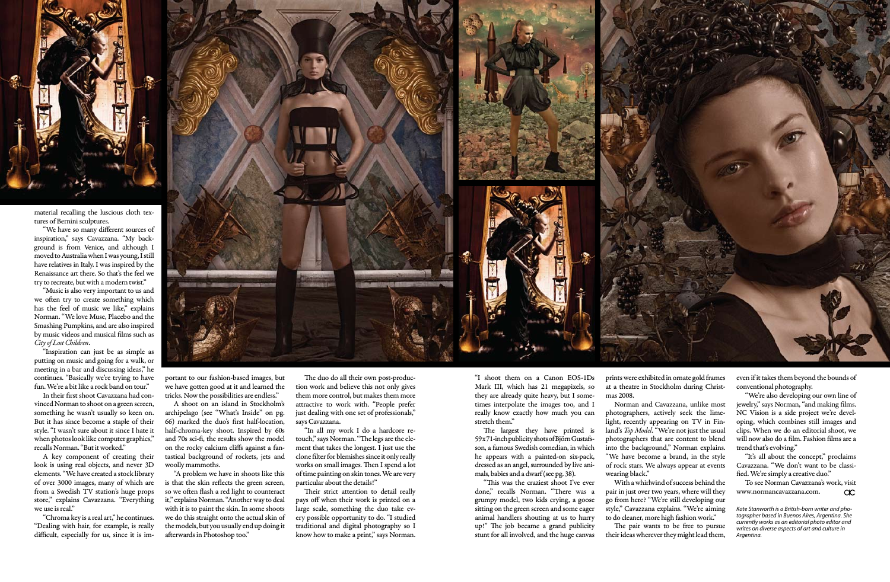material recalling the luscious cloth textures of Bernini sculptures.

"We have so many different sources of inspiration," says Cavazzana. "My background is from Venice, and although I moved to Australia when I was young, I still have relatives in Italy. I was inspired by the Renaissance art there. So that's the feel we try to recreate, but with a modern twist."

"Music is also very important to us and we often try to create something which has the feel of music we like," explains Norman. "We love Muse, Placebo and the Smashing Pumpkins, and are also inspired by music videos and musical films such as *City of Lost Children*.

"Inspiration can just be as simple as putting on music and going for a walk, or meeting in a bar and discussing ideas," he continues. "Basically we're trying to have fun. We're a bit like a rock band on tour."

In their first shoot Cavazzana had convinced Norman to shoot on a green screen, something he wasn't usually so keen on. But it has since become a staple of their style. "I wasn't sure about it since I hate it when photos look like computer graphics," recalls Norman. "But it worked."

A key component of creating their look is using real objects, and never 3D elements. "We have created a stock library of over 3000 images, many of which are from a Swedish TV station's huge props store," explains Cavazzana. "Everything we use is real."

"Chroma key is a real art," he continues. "Dealing with hair, for example, is really difficult, especially for us, since it is important to our fashion-based images, but we have gotten good at it and learned the tricks. Now the possibilities are endless."

A shoot on an island in Stockholm's archipelago (see "What's Inside" on pg. 66) marked the duo's first half-location, half-chroma-key shoot. Inspired by 60s and 70s sci-fi, the results show the model on the rocky calcium cliffs against a fantastical background of rockets, jets and woolly mammoths.

"A problem we have in shoots like this is that the skin reflects the green screen, so we often flash a red light to counteract it," explains Norman. "Another way to deal with it is to paint the skin. In some shoots we do this straight onto the actual skin of the models, but you usually end up doing it afterwards in Photoshop too."

The duo do all their own post-production work and believe this not only gives them more control, but makes them more attractive to work with. "People prefer just dealing with one set of professionals," says Cavazzana.

"In all my work I do a hardcore retouch," says Norman. "The legs are the element that takes the longest. I just use the clone filter for blemishes since it only really works on small images. Then I spend a lot of time painting on skin tones. We are very particular about the details!"

Their strict attention to detail really pays off when their work is printed on a large scale, something the duo take every possible opportunity to do. "I studied traditional and digital photography so I know how to make a print," says Norman. "I shoot them on a Canon EOS-1Ds Mark III, which has 21 megapixels, so they are already quite heavy, but I sometimes interpolate the images too, and I really know exactly how much you can stretch them."

The largest they have printed is 59x71-inch publicity shots of Björn Gustafsson, a famous Swedish comedian, in which he appears with a painted-on six-pack, dressed as an angel, surrounded by live animals, babies and a dwarf (see pg. 38).

"This was the craziest shoot I've ever done," recalls Norman. "There was a grumpy model, two kids crying, a goose sitting on the green screen and some eager animal handlers shouting at us to hurry up!" The job became a grand publicity stunt for all involved, and the huge canvas prints were exhibited in ornate gold frames at a theatre in Stockholm during Christmas 2008.

Norman and Cavazzana, unlike most photographers, actively seek the limelight, recently appearing on TV in Finland's *Top Model*. "We're not just the usual photographers that are content to blend into the background," Norman explains. "We have become a brand, in the style of rock stars. We always appear at events wearing black."

With a whirlwind of success behind the pair in just over two years, where will they go from here? "We're still developing our style," Cavazzana explains. "We're aiming to do cleaner, more high fashion work."

The pair wants to be free to pursue their ideas wherever they might lead them, even if it takes them beyond the bounds of conventional photography.

"We're also developing our own line of jewelry," says Norman, "and making films. NC Vision is a side project we're developing, which combines still images and clips. When we do an editorial shoot, we will now also do a film. Fashion films are a trend that's evolving."

"It's all about the concept," proclaims Cavazzana. "We don't want to be classified. We're simply a creative duo."

To see Norman Cavazzana's work, visit www.normancavazzana.com.

*Kate Stanworth is a British-born writer and photographer based in Buenos Aires, Argentina. She currently works as an editorial photo editor and writes on diverse aspects of art and culture in Argentina.*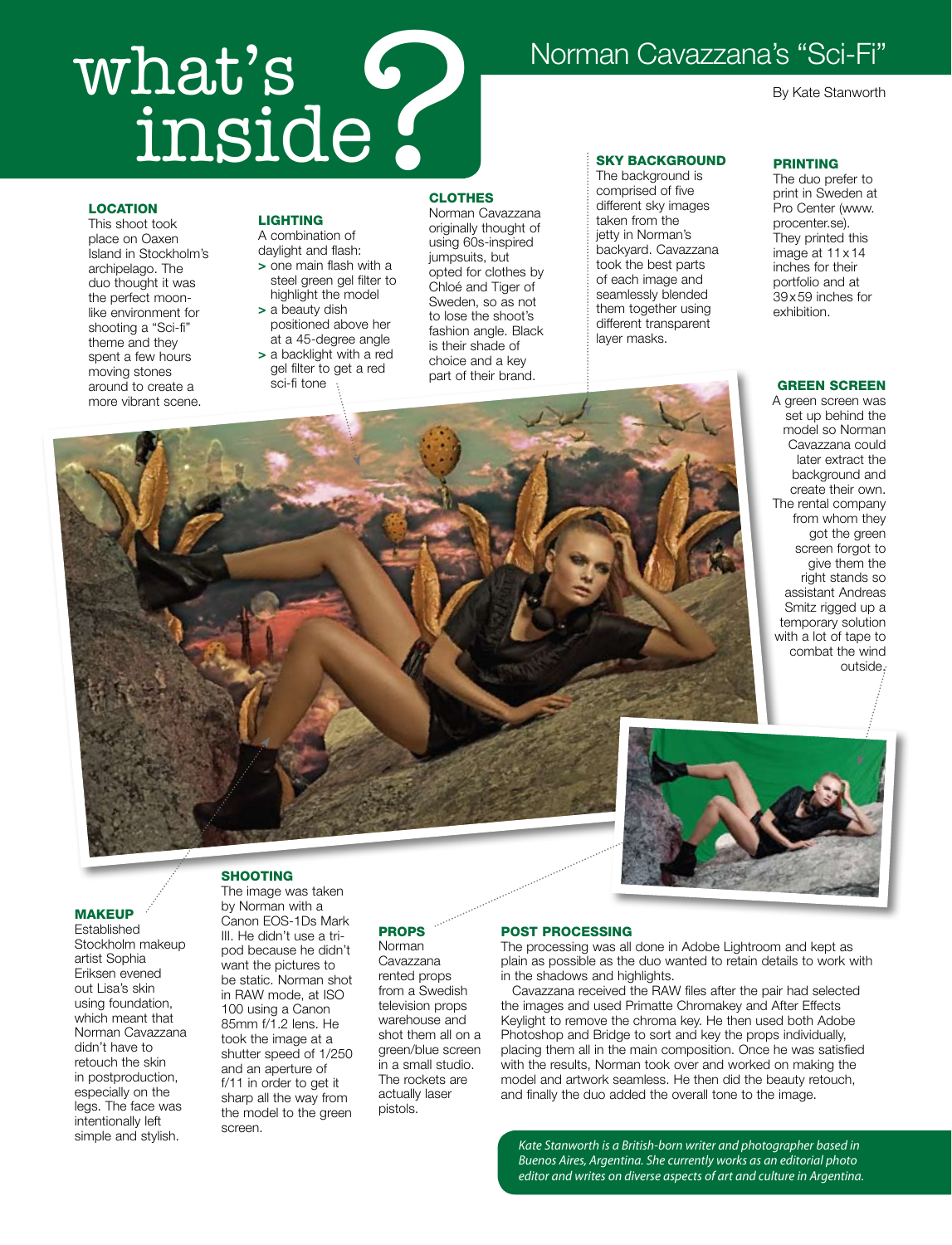# what's inside?

## Norman Cavazzana's "Sci-Fi"

By Kate Stanworth

### LOCATION

This shoot took place on Oaxen Island in Stockholm's archipelago. The duo thought it was the perfect moon-like environment for shooting a "Sci-fi" theme and they spent a few hours moving stones around to create a more vibrant scene.

### LIGHTING

A combination of daylight and flash:

> one main flash with a steel green gel filter to highlight the model

> a beauty dish positioned above her at a 45-degree angle

> a backlight with a red gel filter to get a red sci-fi tone

### CLOTHES

Norman Cavazzana originally thought of using 60s-inspired jumpsuits, but opted for clothes by Chloé and Tiger of Sweden, so as not to lose the shoot's fashion angle. Black is their shade of choice and a key part of their brand.

### SKY BACKGROUND

The background is comprised of five different sky images taken from the jetty in Norman's backyard. Cavazzana took the best parts of each image and seamlessly blended them together using different transparent layer masks.

### PRINTING

The duo prefer to print in Sweden at Pro Center (www.procenter.se). They printed this image at 11 x 14 inches for their portfolio and at 39 x 59 inches for exhibition.

### GREEN SCREEN

A green screen was set up behind the model so Norman Cavazzana could later extract the background and create their own. The rental company from whom they got the green screen forgot to give them the right stands so assistant Andreas Smitz rigged up a temporary solution with a lot of tape to combat the wind outside.

### MAKEUP

Established Stockholm makeup artist Sophia Eriksen evened out Lisa's skin using foundation, which meant that Norman Cavazzana didn't have to retouch the skin in postproduction, especially on the legs. The face was intentionally left simple and stylish.

### SHOOTING

The image was taken by Norman with a Canon EOS-1Ds Mark III. He didn't use a tri-pod because he didn't want the pictures to be static. Norman shot in RAW mode, at ISO 100 using a Canon 85mm f/1.2 lens. He took the image at a shutter speed of 1/250 and an aperture of f/11 in order to get it sharp all the way from the model to the green screen.

### PROPS

Norman Cavazzana rented props from a Swedish television props warehouse and shot them all on a green/blue screen in a small studio. The rockets are actually laser pistols.

### POST PROCESSING

The processing was all done in Adobe Lightroom and kept as plain as possible as the duo wanted to retain details to work with in the shadows and highlights.

Cavazzana received the RAW files after the pair had selected the images and used Primatte Chromakey and After Effects Keylight to remove the chroma key. He then used both Adobe Photoshop and Bridge to sort and key the props individually, placing them all in the main composition. Once he was satisfied with the results, Norman took over and worked on making the model and artwork seamless. He then did the beauty retouch, and finally the duo added the overall tone to the image.

*Kate Stanworth is a British-born writer and photographer based in Buenos Aires, Argentina. She currently works as an editorial photo editor and writes on diverse aspects of art and culture in Argentina.*